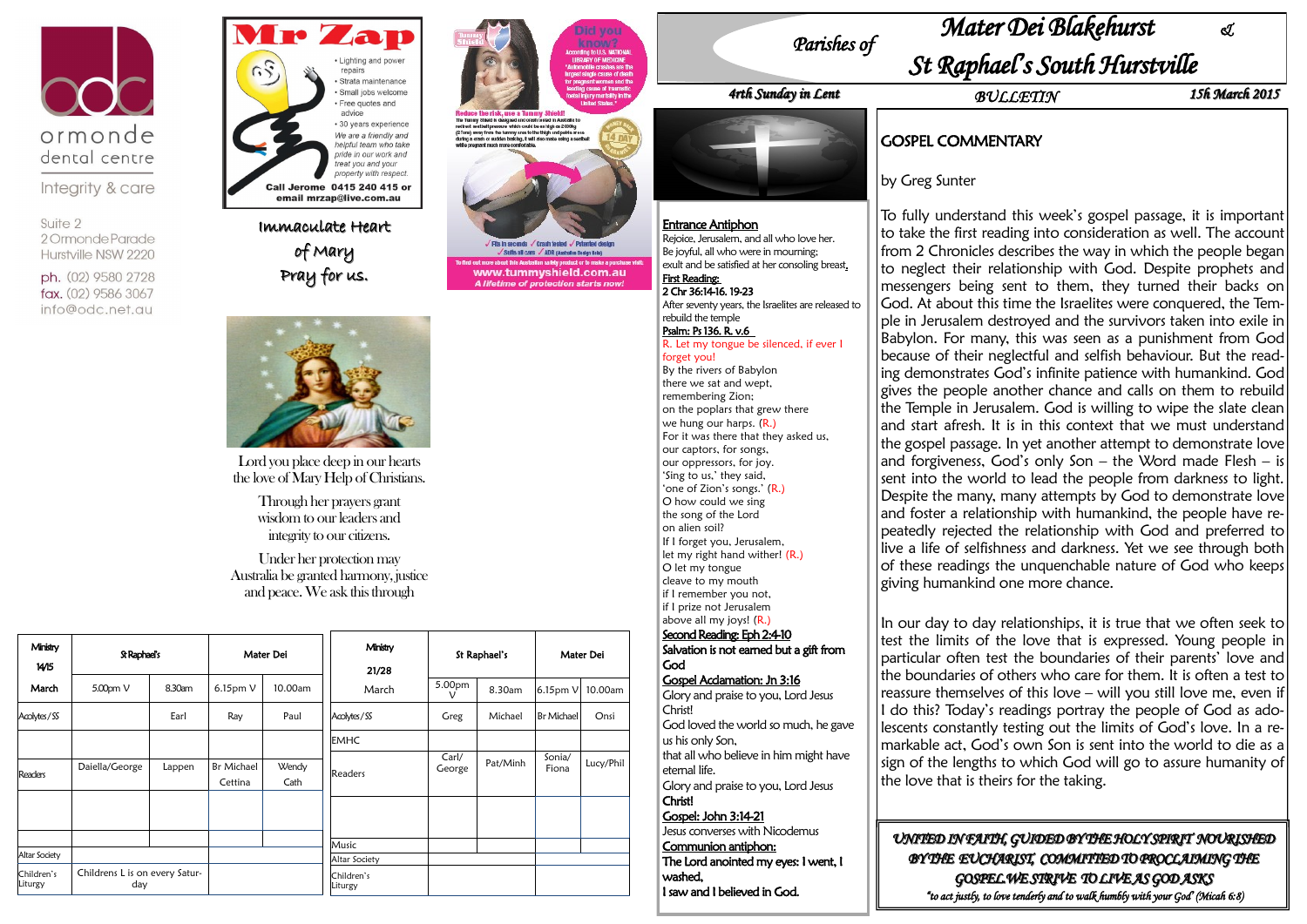ormonde
dental centre
Integrity & care

Suite 2
2 Ormonde Parade
Hurstville NSW 2220

ph. (02) 9580 2728
fax. (02) 9586 3067
info@odc.net.au

**Mr Zap**

- Lighting and power repairs
- Strata maintenance
- Small jobs welcome
- Free quotes and advice
- 30 years experience

*We are a friendly and helpful team who take pride in our work and treat you and your property with respect.*

**Call Jerome 0415 240 415 or email mrzap@live.com.au**

Tummy Shield

Did you know? According to U.S. NATIONAL LIBRARY OF MEDICINE "Automobile crashes are the largest single cause of death for pregnant women and the leading cause of traumatic fetal injury mortality in the United States."

**Reduce the risk, use a Tummy Shield!**

The Tummy Shield is designed and crash tested in Australia to redirect seatbelt pressure which could be as high as 2000kg (2 tons) away from the tummy area to the thigh and pelvis areas during a crash or sudden braking. It will also make using a seatbelt while pregnant much more comfortable.

✓ Fits in seconds ✓ Crash tested ✓ Patented design ✓ Suits all cars ✓ ADR (Australian Design Rule)

To find out more about this Australian safety product or to make a purchase visit: **www.tummyshield.com.au**

*A lifetime of protection starts now!*

14 DAY MONEY BACK GUARANTEE

Immaculate Heart of Mary Pray for us.

Lord you place deep in our hearts the love of Mary Help of Christians.

Through her prayers grant wisdom to our leaders and integrity to our citizens.

Under her protection may Australia be granted harmony, justice and peace. We ask this through

| Ministry 14/15 March | St Raphael's | | Mater Dei | |
|---|---|---|---|---|
| | 5.00pm V | 8.30am | 6.15pm V | 10.00am |
| Acolytes/SS | | Earl | Ray | Paul |
| | | | | |
| Readers | Daiella/George | Lappen | Br Michael Cettina | Wendy Cath |
| | | | | |
| | | | | |
| Altar Society | | | | |
| Children's Liturgy | Childrens L is on every Saturday | | | |

| Ministry 21/28 March | St Raphael's | | Mater Dei | |
|---|---|---|---|---|
| | 5.00pm V | 8.30am | 6.15pm V | 10.00am |
| Acolytes/SS | Greg | Michael | Br Michael | Onsi |
| EMHC | | | | |
| Readers | Carl/ George | Pat/Minh | Sonia/ Fiona | Lucy/Phil |
| | | | | |
| Music | | | | |
| Altar Society | | | | |
| Children's Liturgy | | | | |

# Parishes of Mater Dei Blakehurst & St Raphael's South Hurstville

**4th Sunday in Lent** — BULLETIN — **15th March 2015**

**Entrance Antiphon**
Rejoice, Jerusalem, and all who love her.
Be joyful, all who were in mourning;
exult and be satisfied at her consoling breast.

**First Reading:**
**2 Chr 36:14-16. 19-23**
After seventy years, the Israelites are released to rebuild the temple

**Psalm: Ps 136. R. v.6**
R. Let my tongue be silenced, if ever I forget you!
By the rivers of Babylon
there we sat and wept,
remembering Zion;
on the poplars that grew there
we hung our harps. (R.)
For it was there that they asked us,
our captors, for songs,
our oppressors, for joy.
'Sing to us,' they said,
'one of Zion's songs.' (R.)
O how could we sing
the song of the Lord
on alien soil?
If I forget you, Jerusalem,
let my right hand wither! (R.)
O let my tongue
cleave to my mouth
if I remember you not,
if I prize not Jerusalem
above all my joys! (R.)

**Second Reading: Eph 2:4-10**
**Salvation is not earned but a gift from God**

**Gospel Acclamation: Jn 3:16**
Glory and praise to you, Lord Jesus Christ!
God loved the world so much, he gave us his only Son,
that all who believe in him might have eternal life.
Glory and praise to you, Lord Jesus **Christ!**

**Gospel: John 3:14-21**
Jesus converses with Nicodemus

**Communion antiphon:**
**The Lord anointed my eyes: I went, I washed,**
**I saw and I believed in God.**

## GOSPEL COMMENTARY

by Greg Sunter

To fully understand this week's gospel passage, it is important to take the first reading into consideration as well. The account from 2 Chronicles describes the way in which the people began to neglect their relationship with God. Despite prophets and messengers being sent to them, they turned their backs on God. At about this time the Israelites were conquered, the Temple in Jerusalem destroyed and the survivors taken into exile in Babylon. For many, this was seen as a punishment from God because of their neglectful and selfish behaviour. But the reading demonstrates God's infinite patience with humankind. God gives the people another chance and calls on them to rebuild the Temple in Jerusalem. God is willing to wipe the slate clean and start afresh. It is in this context that we must understand the gospel passage. In yet another attempt to demonstrate love and forgiveness, God's only Son – the Word made Flesh – is sent into the world to lead the people from darkness to light. Despite the many, many attempts by God to demonstrate love and foster a relationship with humankind, the people have repeatedly rejected the relationship with God and preferred to live a life of selfishness and darkness. Yet we see through both of these readings the unquenchable nature of God who keeps giving humankind one more chance.

In our day to day relationships, it is true that we often seek to test the limits of the love that is expressed. Young people in particular often test the boundaries of their parents' love and the boundaries of others who care for them. It is often a test to reassure themselves of this love – will you still love me, even if I do this? Today's readings portray the people of God as adolescents constantly testing out the limits of God's love. In a remarkable act, God's own Son is sent into the world to die as a sign of the lengths to which God will go to assure humanity of the love that is theirs for the taking.

*UNITED IN FAITH, GUIDED BY THE HOLY SPIRIT NOURISHED BY THE EUCHARIST, COMMITTED TO PROCLAIMING THE GOSPEL WE STRIVE TO LIVE AS GOD ASKS*
*"to act justly, to love tenderly and to walk humbly with your God" (Micah 6:8)*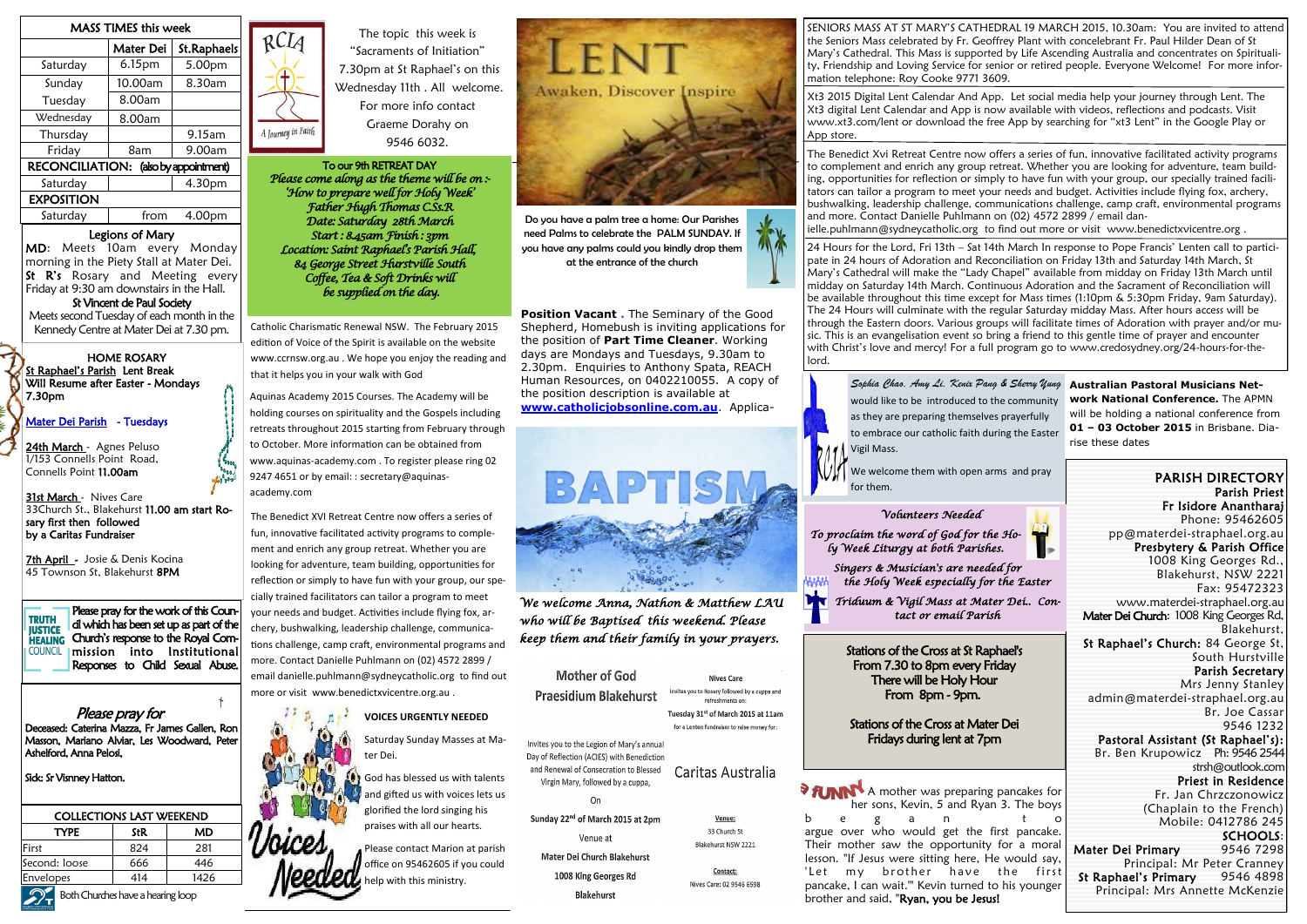## MASS TIMES this week

| | Mater Dei | St.Raphaels |
|---|---|---|
| Saturday | 6.15pm | 5.00pm |
| Sunday | 10.00am | 8.30am |
| Tuesday | 8.00am | |
| Wednesday | 8.00am | |
| Thursday | | 9.15am |
| Friday | 8am | 9.00am |
| **RECONCILIATION:** (also by appointment) | | |
| Saturday | | 4.30pm |
| **EXPOSITION** | | |
| Saturday | from | 4.00pm |

### Legions of Mary

**MD**: Meets 10am every Monday morning in the Piety Stall at Mater Dei. **St R's** Rosary and Meeting every Friday at 9:30 am downstairs in the Hall.

### St Vincent de Paul Society

Meets second Tuesday of each month in the Kennedy Centre at Mater Dei at 7.30 pm.

### HOME ROSARY

**St Raphael's Parish Lent Break Will Resume after Easter - Mondays 7.30pm**

**Mater Dei Parish - Tuesdays**

**24th March** - Agnes Peluso 1/153 Connells Point Road, Connells Point **11.00am**

**31st March** - Nives Care 33Church St., Blakehurst **11.00 am start Rosary first then followed by a Caritas Fundraiser**

**7th April** - Josie & Denis Kocina 45 Townson St, Blakehurst **8PM**

TRUTH JUSTICE HEALING COUNCIL

**Please pray for the work of this Council which has been set up as part of the Church's response to the Royal Commission into Institutional Responses to Child Sexual Abuse.**

### *Please pray for*

**Deceased: Caterina Mazza, Fr James Gallen, Ron Masson, Mariano Alviar, Les Woodward, Peter Ashelford, Anna Pelosi,**

**Sick: Sr Visnney Hatton.**

| COLLECTIONS LAST WEEKEND | | |
|---|---|---|
| TYPE | StR | MD |
| First | 824 | 281 |
| Second: loose | 666 | 446 |
| Envelopes | 414 | 1426 |

Both Churches have a hearing loop

RCIA A Journey in Faith

The topic this week is "Sacraments of Initiation" 7.30pm at St Raphael's on this Wednesday 11th . All welcome. For more info contact Graeme Dorahy on 9546 6032.

**To our 9th RETREAT DAY**

*Please come along as the theme will be on :- 'How to prepare well for Holy Week' Father Hugh Thomas C.Ss.R Date: Saturday 28th March Start : 8.45am Finish : 3pm Location: Saint Raphael's Parish Hall, 84 George Street Hurstville South Coffee, Tea & Soft Drinks will be supplied on the day.*

Catholic Charismatic Renewal NSW. The February 2015 edition of Voice of the Spirit is available on the website www.ccrnsw.org.au . We hope you enjoy the reading and that it helps you in your walk with God

Aquinas Academy 2015 Courses. The Academy will be holding courses on spirituality and the Gospels including retreats throughout 2015 starting from February through to October. More information can be obtained from www.aquinas-academy.com . To register please ring 02 9247 4651 or by email: : secretary@aquinas-academy.com

The Benedict XVI Retreat Centre now offers a series of fun, innovative facilitated activity programs to complement and enrich any group retreat. Whether you are looking for adventure, team building, opportunities for reflection or simply to have fun with your group, our specially trained facilitators can tailor a program to meet your needs and budget. Activities include flying fox, archery, bushwalking, leadership challenge, communications challenge, camp craft, environmental programs and more. Contact Danielle Puhlmann on (02) 4572 2899 / email danielle.puhlmann@sydneycatholic.org to find out more or visit www.benedictxvicentre.org.au .

**VOICES URGENTLY NEEDED**

Saturday Sunday Masses at Mater Dei.

God has blessed us with talents and gifted us with voices lets us glorified the lord singing his praises with all our hearts.

Please contact Marion at parish office on 95462605 if you could help with this ministry.

LENT Awaken, Discover Inspire

**Do you have a palm tree a home: Our Parishes need Palms to celebrate the PALM SUNDAY. If you have any palms could you kindly drop them at the entrance of the church**

**Position Vacant** . The Seminary of the Good Shepherd, Homebush is inviting applications for the position of **Part Time Cleaner**. Working days are Mondays and Tuesdays, 9.30am to 2.30pm. Enquiries to Anthony Spata, REACH Human Resources, on 0402210055. A copy of the position description is available at **www.catholicjobsonline.com.au**. Applica-

BAPTISM

*We welcome Anna, Nathon & Matthew LAU who will be Baptised this weekend. Please keep them and their family in your prayers.*

**Mother of God Praesidium Blakehurst**

Invites you to the Legion of Mary's annual Day of Reflection (ACIES) with Benediction and Renewal of Consecration to Blessed Virgin Mary, followed by a cuppa,

On

**Sunday 22nd of March 2015 at 2pm**

Venue at

**Mater Dei Church Blakehurst**

**1008 King Georges Rd**

**Blakehurst**

**Nives Care**

invites you to Rosary followed by a cuppa and refreshments on:

**Tuesday 31st of March 2015 at 11am**

for a Lenten fundraiser to raise money for:

Caritas Australia

**Venue:**

33 Church St

Blakehurst NSW 2221

**Contact:**

Nives Care: 02 9546 6598

SENIORS MASS AT ST MARY'S CATHEDRAL 19 MARCH 2015, 10.30am: You are invited to attend the Seniors Mass celebrated by Fr. Geoffrey Plant with concelebrant Fr. Paul Hilder Dean of St Mary's Cathedral. This Mass is supported by Life Ascending Australia and concentrates on Spirituality, Friendship and Loving Service for senior or retired people. Everyone Welcome! For more information telephone: Roy Cooke 9771 3609.

Xt3 2015 Digital Lent Calendar And App. Let social media help your journey through Lent. The Xt3 digital Lent Calendar and App is now available with videos, reflections and podcasts. Visit www.xt3.com/lent or download the free App by searching for "xt3 Lent" in the Google Play or App store.

The Benedict Xvi Retreat Centre now offers a series of fun, innovative facilitated activity programs to complement and enrich any group retreat. Whether you are looking for adventure, team building, opportunities for reflection or simply to have fun with your group, our specially trained facilitators can tailor a program to meet your needs and budget. Activities include flying fox, archery, bushwalking, leadership challenge, communications challenge, camp craft, environmental programs and more. Contact Danielle Puhlmann on (02) 4572 2899 / email danielle.puhlmann@sydneycatholic.org to find out more or visit www.benedictxvicentre.org .

24 Hours for the Lord, Fri 13th – Sat 14th March In response to Pope Francis' Lenten call to participate in 24 hours of Adoration and Reconciliation on Friday 13th and Saturday 14th March, St Mary's Cathedral will make the "Lady Chapel" available from midday on Friday 13th March until midday on Saturday 14th March. Continuous Adoration and the Sacrament of Reconciliation will be available throughout this time except for Mass times (1:10pm & 5:30pm Friday, 9am Saturday). The 24 Hours will culminate with the regular Saturday midday Mass. After hours access will be through the Eastern doors. Various groups will facilitate times of Adoration with prayer and/or music. This is an evangelisation event so bring a friend to this gentle time of prayer and encounter with Christ's love and mercy! For a full program go to www.credosydney.org/24-hours-for-the-lord.

*Sophia Chao, Amy Li, Kenix Pang & Sherry Yung* would like to be introduced to the community as they are preparing themselves prayerfully to embrace our catholic faith during the Easter Vigil Mass.

We welcome them with open arms and pray for them.

**Australian Pastoral Musicians Network National Conference.** The APMN will be holding a national conference from **01 – 03 October 2015** in Brisbane. Diarise these dates

*Volunteers Needed*

*To proclaim the word of God for the Holy Week Liturgy at both Parishes.*

*Singers & Musician's are needed for the Holy Week especially for the Easter Triduum & Vigil Mass at Mater Dei.. Contact or email Parish*

**Stations of the Cross at St Raphael's From 7.30 to 8pm every Friday There will be Holy Hour From 8pm - 9pm.**

**Stations of the Cross at Mater Dei Fridays during lent at 7pm**

FUNNY A mother was preparing pancakes for her sons, Kevin, 5 and Ryan 3. The boys began to argue over who would get the first pancake. Their mother saw the opportunity for a moral lesson. "If Jesus were sitting here, He would say, 'Let my brother have the first pancake, I can wait.'" Kevin turned to his younger brother and said, "**Ryan, you be Jesus!**

## PARISH DIRECTORY

**Parish Priest**
**Fr Isidore Anantharaj**
Phone: 95462605
pp@materdei-straphael.org.au
**Presbytery & Parish Office**
1008 King Georges Rd., Blakehurst, NSW 2221
Fax: 95472323
www.materdei-straphael.org.au
**Mater Dei Church**: 1008 King Georges Rd, Blakehurst,
**St Raphael's Church:** 84 George St, South Hurstville
**Parish Secretary**
Mrs Jenny Stanley
admin@materdei-straphael.org.au
Br. Joe Cassar
9546 1232
**Pastoral Assistant (St Raphael's):**
Br. Ben Krupowicz Ph: 9546 2544
strsh@outlook.com
**Priest in Residence**
Fr. Jan Chrzczonowicz
(Chaplain to the French)
Mobile: 0412786 245
**SCHOOLS**:
**Mater Dei Primary** 9546 7298
Principal: Mr Peter Cranney
**St Raphael's Primary** 9546 4898
Principal: Mrs Annette McKenzie